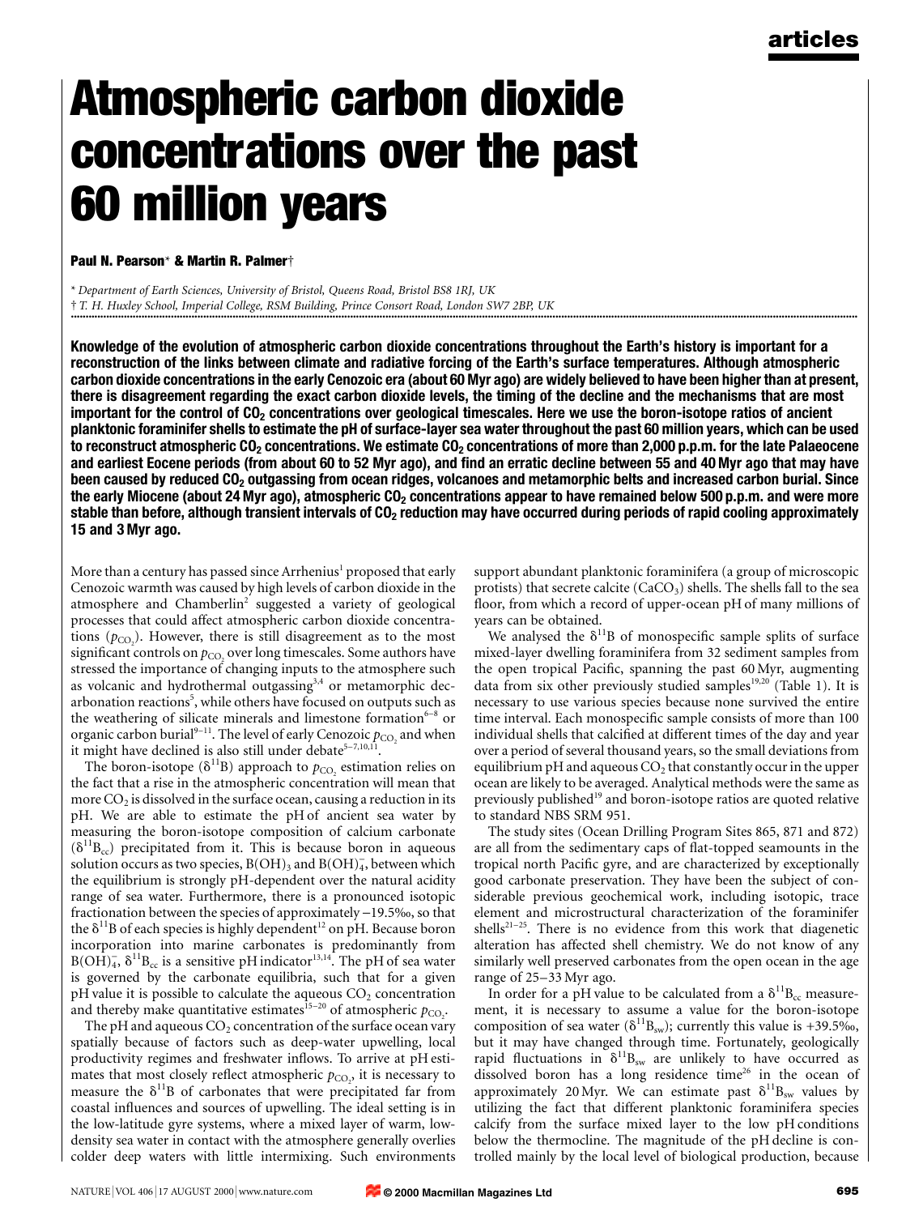# Atmospheric carbon dioxide concentrations over the past 60 million years

**Paul N. Pearson* & Martin R. Palmer†**

\* *Department of Earth Sciences, University of Bristol, Queens Road, Bristol BS8 1RJ, UK*
† *T. H. Huxley School, Imperial College, RSM Building, Prince Consort Road, London SW7 2BP, UK*

**Knowledge of the evolution of atmospheric carbon dioxide concentrations throughout the Earth's history is important for a reconstruction of the links between climate and radiative forcing of the Earth's surface temperatures. Although atmospheric carbon dioxide concentrations in the early Cenozoic era (about 60 Myr ago) are widely believed to have been higher than at present, there is disagreement regarding the exact carbon dioxide levels, the timing of the decline and the mechanisms that are most important for the control of $CO_2$ concentrations over geological timescales. Here we use the boron-isotope ratios of ancient planktonic foraminifer shells to estimate the pH of surface-layer sea water throughout the past 60 million years, which can be used to reconstruct atmospheric $CO_2$ concentrations. We estimate $CO_2$ concentrations of more than 2,000 p.p.m. for the late Palaeocene and earliest Eocene periods (from about 60 to 52 Myr ago), and find an erratic decline between 55 and 40 Myr ago that may have been caused by reduced $CO_2$ outgassing from ocean ridges, volcanoes and metamorphic belts and increased carbon burial. Since the early Miocene (about 24 Myr ago), atmospheric $CO_2$ concentrations appear to have remained below 500 p.p.m. and were more stable than before, although transient intervals of $CO_2$ reduction may have occurred during periods of rapid cooling approximately 15 and 3 Myr ago.**

More than a century has passed since Arrhenius[1] proposed that early Cenozoic warmth was caused by high levels of carbon dioxide in the atmosphere and Chamberlin[2] suggested a variety of geological processes that could affect atmospheric carbon dioxide concentrations ($p_{CO_2}$). However, there is still disagreement as to the most significant controls on $p_{CO_2}$ over long timescales. Some authors have stressed the importance of changing inputs to the atmosphere such as volcanic and hydrothermal outgassing[3,4] or metamorphic decarbonation reactions[5], while others have focused on outputs such as the weathering of silicate minerals and limestone formation[6–8] or organic carbon burial[9–11]. The level of early Cenozoic $p_{CO_2}$ and when it might have declined is also still under debate[5–7,10,11].

The boron-isotope ($\delta^{11}B$) approach to $p_{CO_2}$ estimation relies on the fact that a rise in the atmospheric concentration will mean that more $CO_2$ is dissolved in the surface ocean, causing a reduction in its pH. We are able to estimate the pH of ancient sea water by measuring the boron-isotope composition of calcium carbonate ($\delta^{11}B_{cc}$) precipitated from it. This is because boron in aqueous solution occurs as two species, $B(OH)_3$ and $B(OH)_4^-$, between which the equilibrium is strongly pH-dependent over the natural acidity range of sea water. Furthermore, there is a pronounced isotopic fractionation between the species of approximately −19.5‰, so that the $\delta^{11}B$ of each species is highly dependent[12] on pH. Because boron incorporation into marine carbonates is predominantly from $B(OH)_4^-$, $\delta^{11}B_{cc}$ is a sensitive pH indicator[13,14]. The pH of sea water is governed by the carbonate equilibria, such that for a given pH value it is possible to calculate the aqueous $CO_2$ concentration and thereby make quantitative estimates[15–20] of atmospheric $p_{CO_2}$.

The pH and aqueous $CO_2$ concentration of the surface ocean vary spatially because of factors such as deep-water upwelling, local productivity regimes and freshwater inflows. To arrive at pH estimates that most closely reflect atmospheric $p_{CO_2}$, it is necessary to measure the $\delta^{11}B$ of carbonates that were precipitated far from coastal influences and sources of upwelling. The ideal setting is in the low-latitude gyre systems, where a mixed layer of warm, low-density sea water in contact with the atmosphere generally overlies colder deep waters with little intermixing. Such environments support abundant planktonic foraminifera (a group of microscopic protists) that secrete calcite ($CaCO_3$) shells. The shells fall to the sea floor, from which a record of upper-ocean pH of many millions of years can be obtained.

We analysed the $\delta^{11}B$ of monospecific sample splits of surface mixed-layer dwelling foraminifera from 32 sediment samples from the open tropical Pacific, spanning the past 60 Myr, augmenting data from six other previously studied samples[19,20] (Table 1). It is necessary to use various species because none survived the entire time interval. Each monospecific sample consists of more than 100 individual shells that calcified at different times of the day and year over a period of several thousand years, so the small deviations from equilibrium pH and aqueous $CO_2$ that constantly occur in the upper ocean are likely to be averaged. Analytical methods were the same as previously published[19] and boron-isotope ratios are quoted relative to standard NBS SRM 951.

The study sites (Ocean Drilling Program Sites 865, 871 and 872) are all from the sedimentary caps of flat-topped seamounts in the tropical north Pacific gyre, and are characterized by exceptionally good carbonate preservation. They have been the subject of considerable previous geochemical work, including isotopic, trace element and microstructural characterization of the foraminifer shells[21–25]. There is no evidence from this work that diagenetic alteration has affected shell chemistry. We do not know of any similarly well preserved carbonates from the open ocean in the age range of 25–33 Myr ago.

In order for a pH value to be calculated from a $\delta^{11}B_{cc}$ measurement, it is necessary to assume a value for the boron-isotope composition of sea water ($\delta^{11}B_{sw}$); currently this value is +39.5‰, but it may have changed through time. Fortunately, geologically rapid fluctuations in $\delta^{11}B_{sw}$ are unlikely to have occurred as dissolved boron has a long residence time[26] in the ocean of approximately 20 Myr. We can estimate past $\delta^{11}B_{sw}$ values by utilizing the fact that different planktonic foraminifera species calcify from the surface mixed layer to the low pH conditions below the thermocline. The magnitude of the pH decline is controlled mainly by the local level of biological production, because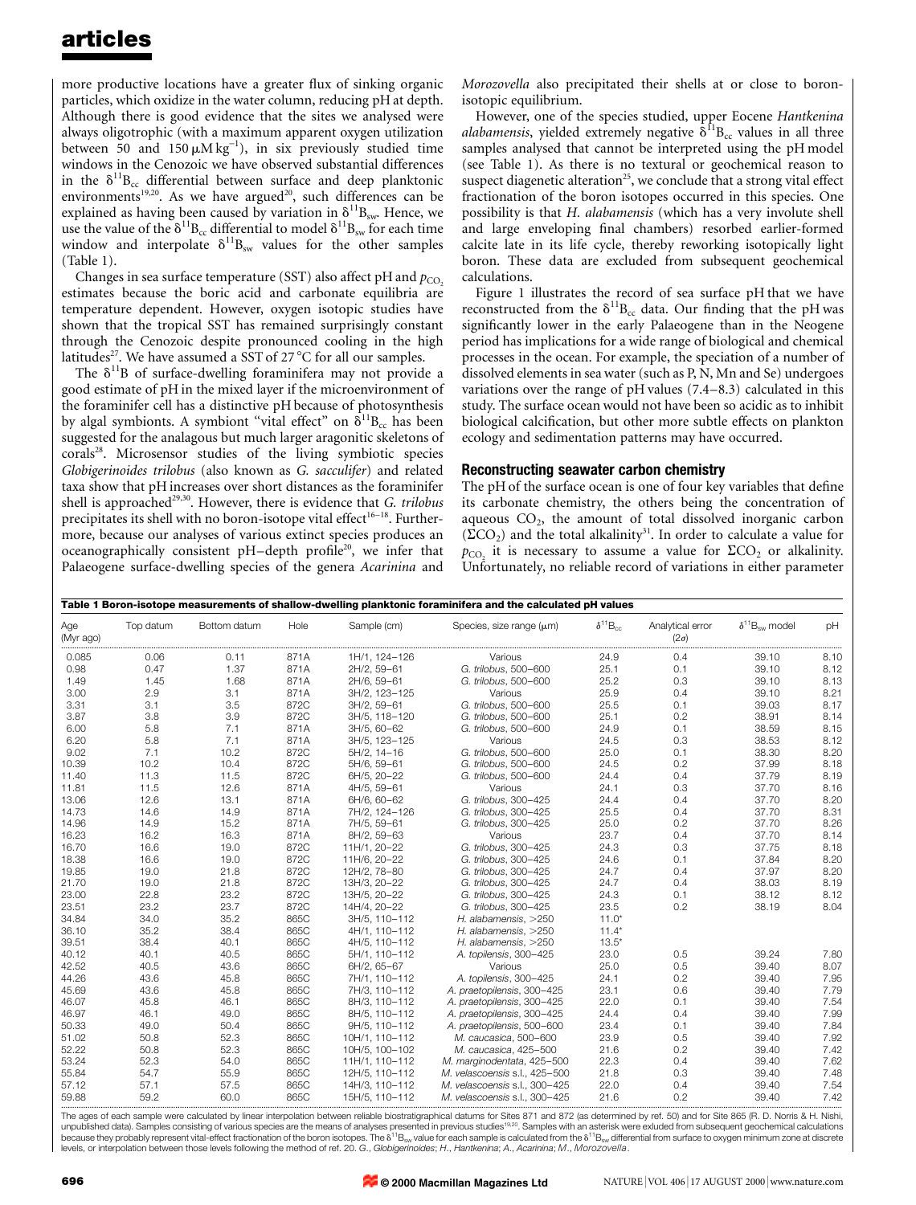more productive locations have a greater flux of sinking organic particles, which oxidize in the water column, reducing pH at depth. Although there is good evidence that the sites we analysed were always oligotrophic (with a maximum apparent oxygen utilization between 50 and 150 $\mu M\,kg^{-1}$), in six previously studied time windows in the Cenozoic we have observed substantial differences in the $\delta^{11}B_{cc}$ differential between surface and deep planktonic environments[19,20]. As we have argued[20], such differences can be explained as having been caused by variation in $\delta^{11}B_{sw}$. Hence, we use the value of the $\delta^{11}B_{cc}$ differential to model $\delta^{11}B_{sw}$ for each time window and interpolate $\delta^{11}B_{sw}$ values for the other samples (Table 1).

Changes in sea surface temperature (SST) also affect pH and $p_{CO_2}$ estimates because the boric acid and carbonate equilibria are temperature dependent. However, oxygen isotopic studies have shown that the tropical SST has remained surprisingly constant through the Cenozoic despite pronounced cooling in the high latitudes[27]. We have assumed a SST of 27 °C for all our samples.

The $\delta^{11}B$ of surface-dwelling foraminifera may not provide a good estimate of pH in the mixed layer if the microenvironment of the foraminifer cell has a distinctive pH because of photosynthesis by algal symbionts. A symbiont "vital effect" on $\delta^{11}B_{cc}$ has been suggested for the analagous but much larger aragonitic skeletons of corals[28]. Microsensor studies of the living symbiotic species *Globigerinoides trilobus* (also known as *G. sacculifer*) and related taxa show that pH increases over short distances as the foraminifer shell is approached[29,30]. However, there is evidence that *G. trilobus* precipitates its shell with no boron-isotope vital effect[16–18]. Furthermore, because our analyses of various extinct species produces an oceanographically consistent pH–depth profile[20], we infer that Palaeogene surface-dwelling species of the genera *Acarinina* and *Morozovella* also precipitated their shells at or close to boron-isotopic equilibrium.

However, one of the species studied, upper Eocene *Hantkenina alabamensis*, yielded extremely negative $\delta^{11}B_{cc}$ values in all three samples analysed that cannot be interpreted using the pH model (see Table 1). As there is no textural or geochemical reason to suspect diagenetic alteration[25], we conclude that a strong vital effect fractionation of the boron isotopes occurred in this species. One possibility is that *H. alabamensis* (which has a very involute shell and large enveloping final chambers) resorbed earlier-formed calcite late in its life cycle, thereby reworking isotopically light boron. These data are excluded from subsequent geochemical calculations.

Figure 1 illustrates the record of sea surface pH that we have reconstructed from the $\delta^{11}B_{cc}$ data. Our finding that the pH was significantly lower in the early Palaeogene than in the Neogene period has implications for a wide range of biological and chemical processes in the ocean. For example, the speciation of a number of dissolved elements in sea water (such as P, N, Mn and Se) undergoes variations over the range of pH values (7.4–8.3) calculated in this study. The surface ocean would not have been so acidic as to inhibit biological calcification, but other more subtle effects on plankton ecology and sedimentation patterns may have occurred.

## Reconstructing seawater carbon chemistry

The pH of the surface ocean is one of four key variables that define its carbonate chemistry, the others being the concentration of aqueous $CO_2$, the amount of total dissolved inorganic carbon ($\Sigma CO_2$) and the total alkalinity[31]. In order to calculate a value for $p_{CO_2}$ it is necessary to assume a value for $\Sigma CO_2$ or alkalinity. Unfortunately, no reliable record of variations in either parameter

**Table 1 Boron-isotope measurements of shallow-dwelling planktonic foraminifera and the calculated pH values**

| Age (Myr ago) | Top datum | Bottom datum | Hole | Sample (cm) | Species, size range (μm) | $\delta^{11}B_{cc}$ | Analytical error (2σ) | $\delta^{11}B_{sw}$ model | pH |
|---|---|---|---|---|---|---|---|---|---|
| 0.085 | 0.06 | 0.11 | 871A | 1H/1, 124–126 | Various | 24.9 | 0.4 | 39.10 | 8.10 |
| 0.98 | 0.47 | 1.37 | 871A | 2H/2, 59–61 | *G. trilobus*, 500–600 | 25.1 | 0.1 | 39.10 | 8.12 |
| 1.49 | 1.45 | 1.68 | 871A | 2H/6, 59–61 | *G. trilobus*, 500–600 | 25.2 | 0.3 | 39.10 | 8.13 |
| 3.00 | 2.9 | 3.1 | 871A | 3H/2, 123–125 | Various | 25.9 | 0.4 | 39.10 | 8.21 |
| 3.31 | 3.1 | 3.5 | 872C | 3H/2, 59–61 | *G. trilobus*, 500–600 | 25.5 | 0.1 | 39.03 | 8.17 |
| 3.87 | 3.8 | 3.9 | 872C | 3H/5, 118–120 | *G. trilobus*, 500–600 | 25.1 | 0.2 | 38.91 | 8.14 |
| 6.00 | 5.8 | 7.1 | 871A | 3H/5, 60–62 | *G. trilobus*, 500–600 | 24.9 | 0.1 | 38.59 | 8.15 |
| 6.20 | 5.8 | 7.1 | 871A | 3H/5, 123–125 | Various | 24.5 | 0.3 | 38.53 | 8.12 |
| 9.02 | 7.1 | 10.2 | 872C | 5H/2, 14–16 | *G. trilobus*, 500–600 | 25.0 | 0.1 | 38.30 | 8.20 |
| 10.39 | 10.2 | 10.4 | 872C | 5H/6, 59–61 | *G. trilobus*, 500–600 | 24.5 | 0.2 | 37.99 | 8.18 |
| 11.40 | 11.3 | 11.5 | 872C | 6H/5, 20–22 | *G. trilobus*, 500–600 | 24.4 | 0.4 | 37.79 | 8.19 |
| 11.81 | 11.5 | 12.6 | 871A | 4H/5, 59–61 | Various | 24.1 | 0.3 | 37.70 | 8.16 |
| 13.06 | 12.6 | 13.1 | 871A | 6H/6, 60–62 | *G. trilobus*, 300–425 | 24.4 | 0.4 | 37.70 | 8.20 |
| 14.73 | 14.6 | 14.9 | 871A | 7H/2, 124–126 | *G. trilobus*, 300–425 | 25.5 | 0.4 | 37.70 | 8.31 |
| 14.96 | 14.9 | 15.2 | 871A | 7H/5, 59–61 | *G. trilobus*, 300–425 | 25.0 | 0.2 | 37.70 | 8.26 |
| 16.23 | 16.2 | 16.3 | 871A | 8H/2, 59–63 | Various | 23.7 | 0.4 | 37.70 | 8.14 |
| 16.70 | 16.6 | 19.0 | 872C | 11H/1, 20–22 | *G. trilobus*, 300–425 | 24.3 | 0.3 | 37.75 | 8.18 |
| 18.38 | 16.6 | 19.0 | 872C | 11H/6, 20–22 | *G. trilobus*, 300–425 | 24.6 | 0.1 | 37.84 | 8.20 |
| 19.85 | 19.0 | 21.8 | 872C | 12H/2, 78–80 | *G. trilobus*, 300–425 | 24.7 | 0.4 | 37.97 | 8.20 |
| 21.70 | 19.0 | 21.8 | 872C | 13H/3, 20–22 | *G. trilobus*, 300–425 | 24.7 | 0.4 | 38.03 | 8.19 |
| 23.00 | 22.8 | 23.2 | 872C | 13H/5, 20–22 | *G. trilobus*, 300–425 | 24.3 | 0.1 | 38.12 | 8.12 |
| 23.51 | 23.2 | 23.7 | 872C | 14H/4, 20–22 | *G. trilobus*, 300–425 | 23.5 | 0.2 | 38.19 | 8.04 |
| 34.84 | 34.0 | 35.2 | 865C | 3H/5, 110–112 | *H. alabamensis*, >250 | 11.0* | | | |
| 36.10 | 35.2 | 38.4 | 865C | 4H/1, 110–112 | *H. alabamensis*, >250 | 11.4* | | | |
| 39.51 | 38.4 | 40.1 | 865C | 4H/5, 110–112 | *H. alabamensis*, >250 | 13.5* | | | |
| 40.12 | 40.1 | 40.5 | 865C | 5H/1, 110–112 | *A. topilensis*, 300–425 | 23.0 | 0.5 | 39.24 | 7.80 |
| 42.52 | 40.5 | 43.6 | 865C | 6H/2, 65–67 | Various | 25.0 | 0.5 | 39.40 | 8.07 |
| 44.26 | 43.6 | 45.8 | 865C | 7H/1, 110–112 | *A. topilensis*, 300–425 | 24.1 | 0.2 | 39.40 | 7.95 |
| 45.69 | 43.6 | 45.8 | 865C | 7H/3, 110–112 | *A. praetopilensis*, 300–425 | 23.1 | 0.6 | 39.40 | 7.79 |
| 46.07 | 45.8 | 46.1 | 865C | 8H/3, 110–112 | *A. praetopilensis*, 300–425 | 22.0 | 0.1 | 39.40 | 7.54 |
| 46.97 | 46.1 | 49.0 | 865C | 8H/5, 110–112 | *A. praetopilensis*, 300–425 | 24.4 | 0.4 | 39.40 | 7.99 |
| 50.33 | 49.0 | 50.4 | 865C | 9H/5, 110–112 | *A. praetopilensis*, 500–600 | 23.4 | 0.1 | 39.40 | 7.84 |
| 51.02 | 50.8 | 52.3 | 865C | 10H/1, 110–112 | *M. caucasica*, 500–600 | 23.9 | 0.5 | 39.40 | 7.92 |
| 52.22 | 50.8 | 52.3 | 865C | 10H/5, 100–102 | *M. caucasica*, 425–500 | 21.6 | 0.2 | 39.40 | 7.42 |
| 53.24 | 52.3 | 54.0 | 865C | 11H/1, 110–112 | *M. marginodentata*, 425–500 | 22.3 | 0.4 | 39.40 | 7.62 |
| 55.84 | 54.7 | 55.9 | 865C | 12H/5, 110–112 | *M. velascoensis* s.l., 425–500 | 21.8 | 0.3 | 39.40 | 7.48 |
| 57.12 | 57.1 | 57.5 | 865C | 14H/3, 110–112 | *M. velascoensis* s.l., 300–425 | 22.0 | 0.4 | 39.40 | 7.54 |
| 59.88 | 59.2 | 60.0 | 865C | 15H/5, 110–112 | *M. velascoensis* s.l., 300–425 | 21.6 | 0.2 | 39.40 | 7.42 |

The ages of each sample were calculated by linear interpolation between reliable biostratigraphical datums for Sites 871 and 872 (as determined by ref. 50) and for Site 865 (R. D. Norris & H. Nishi, unpublished data). Samples consisting of various species are the means of analyses presented in previous studies[19,20]. Samples with an asterisk were exluded from subsequent geochemical calculations because they probably represent vital-effect fractionation of the boron isotopes. The $\delta^{11}B_{sw}$ value for each sample is calculated from the $\delta^{11}B_{sw}$ differential from surface to oxygen minimum zone at discrete levels, or interpolation between those levels following the method of ref. 20. *G.*, *Globigerinoides*; *H.*, *Hantkenina*; *A.*, *Acarinina*; *M.*, *Morozovella*.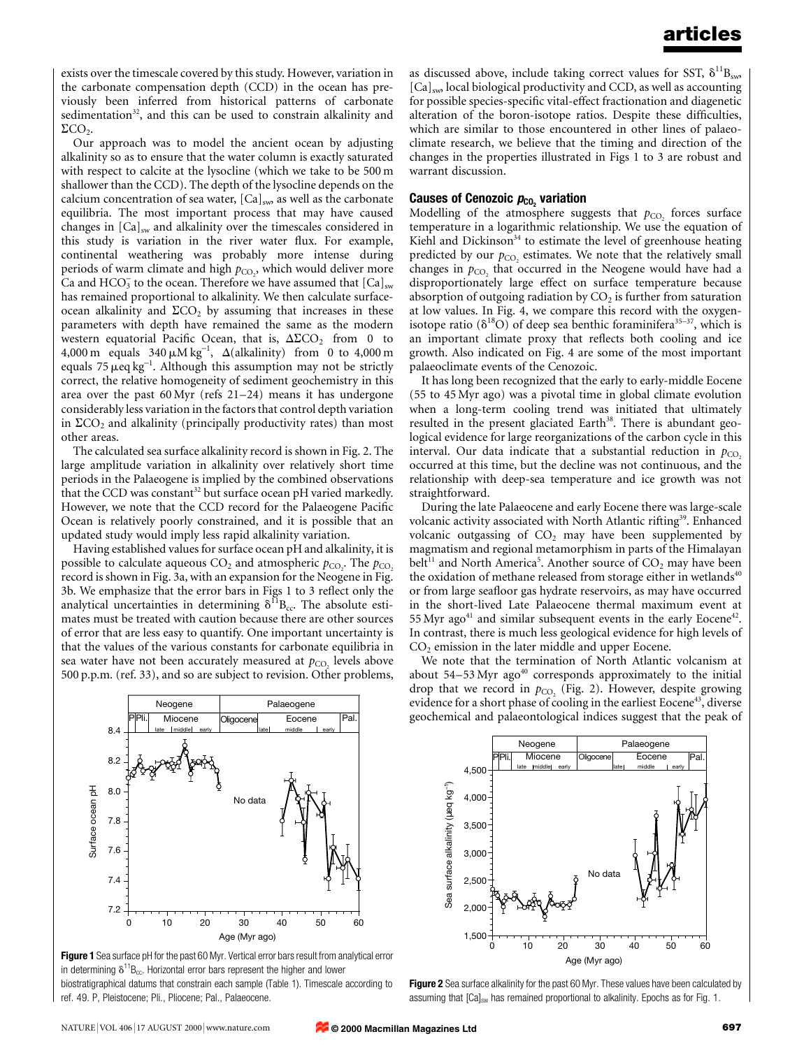exists over the timescale covered by this study. However, variation in the carbonate compensation depth (CCD) in the ocean has previously been inferred from historical patterns of carbonate sedimentation[32], and this can be used to constrain alkalinity and $\Sigma CO_2$.

Our approach was to model the ancient ocean by adjusting alkalinity so as to ensure that the water column is exactly saturated with respect to calcite at the lysocline (which we take to be 500 m shallower than the CCD). The depth of the lysocline depends on the calcium concentration of sea water, $[Ca]_{sw}$, as well as the carbonate equilibria. The most important process that may have caused changes in $[Ca]_{sw}$ and alkalinity over the timescales considered in this study is variation in the river water flux. For example, continental weathering was probably more intense during periods of warm climate and high $p_{CO_2}$, which would deliver more Ca and $HCO_3^-$ to the ocean. Therefore we have assumed that $[Ca]_{sw}$ has remained proportional to alkalinity. We then calculate surface-ocean alkalinity and $\Sigma CO_2$ by assuming that increases in these parameters with depth have remained the same as the modern western equatorial Pacific Ocean, that is, $\Delta\Sigma CO_2$ from 0 to 4,000 m equals 340 $\mu$M kg$^{-1}$, $\Delta$(alkalinity) from 0 to 4,000 m equals 75 $\mu$eq kg$^{-1}$. Although this assumption may not be strictly correct, the relative homogeneity of sediment geochemistry in this area over the past 60 Myr (refs 21–24) means it has undergone considerably less variation in the factors that control depth variation in $\Sigma CO_2$ and alkalinity (principally productivity rates) than most other areas.

The calculated sea surface alkalinity record is shown in Fig. 2. The large amplitude variation in alkalinity over relatively short time periods in the Palaeogene is implied by the combined observations that the CCD was constant[32] but surface ocean pH varied markedly. However, we note that the CCD record for the Palaeogene Pacific Ocean is relatively poorly constrained, and it is possible that an updated study would imply less rapid alkalinity variation.

Having established values for surface ocean pH and alkalinity, it is possible to calculate aqueous $CO_2$ and atmospheric $p_{CO_2}$. The $p_{CO_2}$ record is shown in Fig. 3a, with an expansion for the Neogene in Fig. 3b. We emphasize that the error bars in Figs 1 to 3 reflect only the analytical uncertainties in determining $\delta^{11}B_{cc}$. The absolute estimates must be treated with caution because there are other sources of error that are less easy to quantify. One important uncertainty is that the values of the various constants for carbonate equilibria in sea water have not been accurately measured at $p_{CO_2}$ levels above 500 p.p.m. (ref. 33), and so are subject to revision. Other problems, as discussed above, include taking correct values for SST, $\delta^{11}B_{sw}$, $[Ca]_{sw}$, local biological productivity and CCD, as well as accounting for possible species-specific vital-effect fractionation and diagenetic alteration of the boron-isotope ratios. Despite these difficulties, which are similar to those encountered in other lines of palaeoclimate research, we believe that the timing and direction of the changes in the properties illustrated in Figs 1 to 3 are robust and warrant discussion.

**Figure 1** Sea surface pH for the past 60 Myr. Vertical error bars result from analytical error in determining $\delta^{11}B_{cc}$. Horizontal error bars represent the higher and lower biostratigraphical datums that constrain each sample (Table 1). Timescale according to ref. 49. P, Pleistocene; Pli., Pliocene; Pal., Palaeocene.

### Causes of Cenozoic $p_{CO_2}$ variation

Modelling of the atmosphere suggests that $p_{CO_2}$ forces surface temperature in a logarithmic relationship. We use the equation of Kiehl and Dickinson[34] to estimate the level of greenhouse heating predicted by our $p_{CO_2}$ estimates. We note that the relatively small changes in $p_{CO_2}$ that occurred in the Neogene would have had a disproportionately large effect on surface temperature because absorption of outgoing radiation by $CO_2$ is further from saturation at low values. In Fig. 4, we compare this record with the oxygen-isotope ratio ($\delta^{18}O$) of deep sea benthic foraminifera[35–37], which is an important climate proxy that reflects both cooling and ice growth. Also indicated on Fig. 4 are some of the most important palaeoclimate events of the Cenozoic.

It has long been recognized that the early to early-middle Eocene (55 to 45 Myr ago) was a pivotal time in global climate evolution when a long-term cooling trend was initiated that ultimately resulted in the present glaciated Earth[38]. There is abundant geological evidence for large reorganizations of the carbon cycle in this interval. Our data indicate that a substantial reduction in $p_{CO_2}$ occurred at this time, but the decline was not continuous, and the relationship with deep-sea temperature and ice growth was not straightforward.

During the late Palaeocene and early Eocene there was large-scale volcanic activity associated with North Atlantic rifting[39]. Enhanced volcanic outgassing of $CO_2$ may have been supplemented by magmatism and regional metamorphism in parts of the Himalayan belt[11] and North America[5]. Another source of $CO_2$ may have been the oxidation of methane released from storage either in wetlands[40] or from large seafloor gas hydrate reservoirs, as may have occurred in the short-lived Late Palaeocene thermal maximum event at 55 Myr ago[41] and similar subsequent events in the early Eocene[42]. In contrast, there is much less geological evidence for high levels of $CO_2$ emission in the later middle and upper Eocene.

We note that the termination of North Atlantic volcanism at about 54–53 Myr ago[40] corresponds approximately to the initial drop that we record in $p_{CO_2}$ (Fig. 2). However, despite growing evidence for a short phase of cooling in the earliest Eocene[43], diverse geochemical and palaeontological indices suggest that the peak of

**Figure 2** Sea surface alkalinity for the past 60 Myr. These values have been calculated by assuming that $[Ca]_{sw}$ has remained proportional to alkalinity. Epochs as for Fig. 1.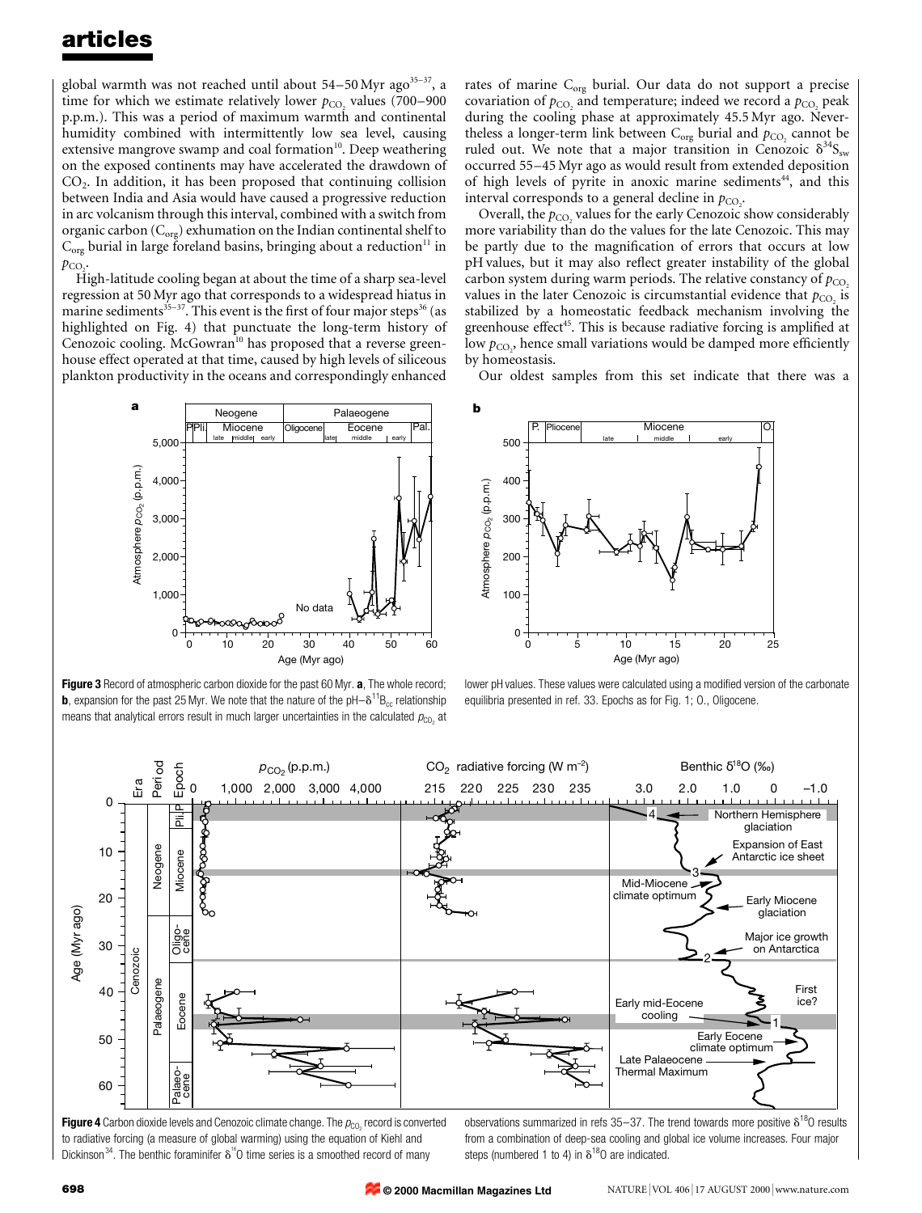global warmth was not reached until about 54–50 Myr ago[35–37], a time for which we estimate relatively lower $p_{CO_2}$ values (700–900 p.p.m.). This was a period of maximum warmth and continental humidity combined with intermittently low sea level, causing extensive mangrove swamp and coal formation[10]. Deep weathering on the exposed continents may have accelerated the drawdown of $CO_2$. In addition, it has been proposed that continuing collision between India and Asia would have caused a progressive reduction in arc volcanism through this interval, combined with a switch from organic carbon ($C_{org}$) exhumation on the Indian continental shelf to $C_{org}$ burial in large foreland basins, bringing about a reduction[11] in $p_{CO_2}$.

High-latitude cooling began at about the time of a sharp sea-level regression at 50 Myr ago that corresponds to a widespread hiatus in marine sediments[35–37]. This event is the first of four major steps[36] (as highlighted on Fig. 4) that punctuate the long-term history of Cenozoic cooling. McGowran[10] has proposed that a reverse greenhouse effect operated at that time, caused by high levels of siliceous plankton productivity in the oceans and correspondingly enhanced rates of marine $C_{org}$ burial. Our data do not support a precise covariation of $p_{CO_2}$ and temperature; indeed we record a $p_{CO_2}$ peak during the cooling phase at approximately 45.5 Myr ago. Nevertheless a longer-term link between $C_{org}$ burial and $p_{CO_2}$ cannot be ruled out. We note that a major transition in Cenozoic $\delta^{34}S_{sw}$ occurred 55–45 Myr ago as would result from extended deposition of high levels of pyrite in anoxic marine sediments[44], and this interval corresponds to a general decline in $p_{CO_2}$.

Overall, the $p_{CO_2}$ values for the early Cenozoic show considerably more variability than do the values for the late Cenozoic. This may be partly due to the magnification of errors that occurs at low pH values, but it may also reflect greater instability of the global carbon system during warm periods. The relative constancy of $p_{CO_2}$ values in the later Cenozoic is circumstantial evidence that $p_{CO_2}$ is stabilized by a homeostatic feedback mechanism involving the greenhouse effect[45]. This is because radiative forcing is amplified at low $p_{CO_2}$, hence small variations would be damped more efficiently by homeostasis.

Our oldest samples from this set indicate that there was a

**Figure 3** Record of atmospheric carbon dioxide for the past 60 Myr. **a**, The whole record; **b**, expansion for the past 25 Myr. We note that the nature of the pH–$\delta^{11}B_{cc}$ relationship means that analytical errors result in much larger uncertainties in the calculated $p_{CO_2}$ at lower pH values. These values were calculated using a modified version of the carbonate equilibria presented in ref. 33. Epochs as for Fig. 1; O., Oligocene.

**Figure 4** Carbon dioxide levels and Cenozoic climate change. The $p_{CO_2}$ record is converted to radiative forcing (a measure of global warming) using the equation of Kiehl and Dickinson[34]. The benthic foraminifer $\delta^{18}O$ time series is a smoothed record of many observations summarized in refs 35–37. The trend towards more positive $\delta^{18}O$ results from a combination of deep-sea cooling and global ice volume increases. Four major steps (numbered 1 to 4) in $\delta^{18}O$ are indicated.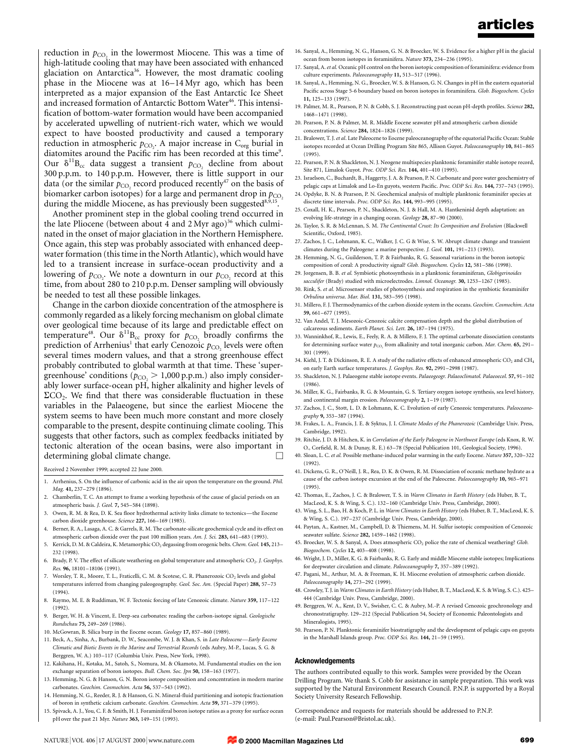reduction in $p_{CO_2}$ in the lowermost Miocene. This was a time of high-latitude cooling that may have been associated with enhanced glaciation on Antarctica[36]. However, the most dramatic cooling phase in the Miocene was at 16–14 Myr ago, which has been interpreted as a major expansion of the East Antarctic Ice Sheet and increased formation of Antarctic Bottom Water[46]. This intensification of bottom-water formation would have been accompanied by accelerated upwelling of nutrient-rich water, which we would expect to have boosted productivity and caused a temporary reduction in atmospheric $p_{CO_2}$. A major increase in $C_{org}$ burial in diatomites around the Pacific rim has been recorded at this time[9]. Our $\delta^{11}B_{cc}$ data suggest a transient $p_{CO_2}$ decline from about 300 p.p.m. to 140 p.p.m. However, there is little support in our data (or the similar $p_{CO_2}$ record produced recently[47] on the basis of biomarker carbon isotopes) for a large and permanent drop in $p_{CO_2}$ during the middle Miocene, as has previously been suggested[8,9,15].

Another prominent step in the global cooling trend occurred in the late Pliocene (between about 4 and 2 Myr ago)[36] which culminated in the onset of major glaciation in the Northern Hemisphere. Once again, this step was probably associated with enhanced deep-water formation (this time in the North Atlantic), which would have led to a transient increase in surface-ocean productivity and a lowering of $p_{CO_2}$. We note a downturn in our $p_{CO_2}$ record at this time, from about 280 to 210 p.p.m. Denser sampling will obviously be needed to test all these possible linkages.

Change in the carbon dioxide concentration of the atmosphere is commonly regarded as a likely forcing mechanism on global climate over geological time because of its large and predictable effect on temperature[48]. Our $\delta^{11}B_{cc}$ proxy for $p_{CO_2}$ broadly confirms the prediction of Arrhenius[1] that early Cenozoic $p_{CO_2}$ levels were often several times modern values, and that a strong greenhouse effect probably contributed to global warmth at that time. These 'super-greenhouse' conditions ($p_{CO_2} > 1{,}000$ p.p.m.) also imply considerably lower surface-ocean pH, higher alkalinity and higher levels of $\Sigma CO_2$. We find that there was considerable fluctuation in these variables in the Palaeogene, but since the earliest Miocene the system seems to have been much more constant and more closely comparable to the present, despite continuing climate cooling. This suggests that other factors, such as complex feedbacks initiated by tectonic alteration of the ocean basins, were also important in determining global climate change. □

Received 2 November 1999; accepted 22 June 2000.

1. Arrhenius, S. On the influence of carbonic acid in the air upon the temperature on the ground. *Phil. Mag.* **41,** 237–279 (1896).
2. Chamberlin, T. C. An attempt to frame a working hypothesis of the cause of glacial periods on an atmospheric basis. *J. Geol.* **7,** 545–584 (1898).
3. Owen, R. M. & Rea, D. K. Sea floor hydrothermal activity links climate to tectonics—the Eocene carbon dioxide greenhouse. *Science* **227,** 166–169 (1985).
4. Berner, R. A., Lasaga, A. C. & Garrels, R. M. The carbonate-silicate geochemical cycle and its effect on atmospheric carbon dioxide over the past 100 million years. *Am. J. Sci.* **283,** 641–683 (1993).
5. Kerrick, D. M. & Caldeira, K. Metamorphic $CO_2$ degassing from orogenic belts. *Chem. Geol.* **145,** 213–232 (1998).
6. Brady, P. V. The effect of silicate weathering on global temperature and atmospheric $CO_2$. *J. Geophys. Res.* **96,** 18101–18106 (1991).
7. Worsley, T. R., Moore, T. L., Fraticelli, C. M. & Scotese, C. R. Phanerozoic $CO_2$ levels and global temperatures inferred from changing paleogeography. *Geol. Soc. Am.* (Special Paper) **288,** 57–73 (1994).
8. Raymo, M. E. & Ruddiman, W. F. Tectonic forcing of late Cenozoic climate. *Nature* **359,** 117–122 (1992).
9. Berger, W. H. & Vincent, E. Deep-sea carbonates: reading the carbon-isotope signal. *Geologische Rundschau* **75,** 249–269 (1986).
10. McGowran, B. Silica burp in the Eocene ocean. *Geology* **17,** 857–860 (1989).
11. Beck, A., Sinha, A., Burbank, D. W., Seacombe, W. J. & Khan, S. in *Late Paleocene—Early Eocene Climatic and Biotic Events in the Marine and Terrestrial Records* (eds Aubry, M-P., Lucas, S. G. & Berggren, W. A.) 103–117 (Columbia Univ. Press, New York, 1998).
12. Kakihana, H., Kotaka, M., Satoh, S., Nomura, M. & Okamoto, M. Fundamental studies on the ion exchange separation of boron isotopes. *Bull. Chem. Soc. Jpn* **50,** 158–163 (1977).
13. Hemming, N. G. & Hanson, G. N. Boron isotope composition and concentration in modern marine carbonates. *Geochim. Cosmochim. Acta* **56,** 537–543 (1992).
14. Hemming, N. G., Reeder, R. J. & Hanson, G. N. Mineral-fluid partitioning and isotopic fractionation of boron in synthetic calcium carbonate. *Geochim. Cosmochim. Acta* **59,** 371–379 (1995).
15. Spivack, A. J., You, C. F. & Smith, H. J. Foraminiferal boron isotope ratios as a proxy for surface ocean pH over the past 21 Myr. *Nature* **363,** 149–151 (1993).
16. Sanyal, A., Hemming, N. G., Hanson, G. N. & Broecker, W. S. Evidence for a higher pH in the glacial ocean from boron isotopes in foraminifera. *Nature* **373,** 234–236 (1995).
17. Sanyal, A. *et al.* Oceanic pH control on the boron isotopic composition of foraminifera: evidence from culture experiments. *Paleoceanography* **11,** 513–517 (1996).
18. Sanyal, A., Hemming, N. G., Broecker, W. S. & Hanson, G. N. Changes in pH in the eastern equatorial Pacific across Stage 5-6 boundary based on boron isotopes in foraminifera. *Glob. Biogeochem. Cycles* **11,** 125–133 (1997).
19. Palmer, M. R., Pearson, P. N. & Cobb, S. J. Reconstructing past ocean pH-depth profiles. *Science* **282,** 1468–1471 (1998).
20. Pearson, P. N. & Palmer, M. R. Middle Eocene seawater pH and atmospheric carbon dioxide concentrations. *Science* **284,** 1824–1826 (1999).
21. Bralower, T. J. *et al.* Late Paleocene to Eocene paleoceanography of the equatorial Pacific Ocean: Stable isotopes recorded at Ocean Drilling Program Site 865, Allison Guyot. *Paleoceanography* **10,** 841–865 (1995).
22. Pearson, P. N. & Shackleton, N. J. Neogene multispecies planktonic foraminifer stable isotope record, Site 871, Limalok Guyot. *Proc. ODP Sci. Res.* **144,** 401–410 (1995).
23. Israelson, C., Buchardt, B., Haggerty, J. A. & Pearson, P. N. Carbonate and pore water geochemistry of pelagic caps at Limalok and Lo-En guyots, western Pacific. *Proc. ODP Sci. Res.* **144,** 737–743 (1995).
24. Opdyke, B. N. & Pearson, P. N. Geochemical analysis of multiple planktonic foraminifer species at discrete time intervals. *Proc. ODP Sci. Res.* **144,** 993–995 (1995).
25. Coxall, H. K., Pearson, P. N., Shackleton, N. J. & Hall, M. A. Hantkeninid depth adaptation: an evolving life-strategy in a changing ocean. *Geology* **28,** 87–90 (2000).
26. Taylor, S. R. & McLennan, S. M. *The Continental Crust: Its Composition and Evolution* (Blackwell Scientific, Oxford, 1985).
27. Zachos, J. C., Lohmann, K. C., Walker, J. C. G & Wise, S. W. Abrupt climate change and transient climates during the Paleogene: a marine perspective. *J. Geol.* **101,** 191–213 (1993).
28. Hemming, N. G., Guilderson, T. P. & Fairbanks, R. G. Seasonal variations in the boron isotopic composition of coral: A productivity signal? *Glob. Biogeochem. Cycles* **12,** 581–586 (1998).
29. Jorgensen, B. B. *et al.* Symbiotic photosynthesis in a planktonic foraminiferan, *Globigerinoides sacculifer* (Brady) studied with microelectrodes. *Limnol. Oceanogr.* **30,** 1253–1267 (1985).
30. Rink, S. *et al.* Microsensor studies of photosynthesis and respiration in the symbiotic foraminifer *Orbulina universa*. *Mar. Biol.* **131,** 583–595 (1998).
31. Millero, F. J. Thermodynamics of the carbon dioxide system in the oceans. *Geochim. Cosmochim. Acta* **59,** 661–677 (1995).
32. Van Andel, T. J. Mesozoic-Cenozoic calcite compensation depth and the global distribution of calcareous sediments. *Earth Planet. Sci. Lett.* **26,** 187–194 (1975).
33. Wanninkhof, R., Lewis, E., Feely, R. A. & Millero, F. J. The optimal carbonate dissociation constants for determining surface water $p_{CO_2}$ from alkalinity and total inorganic carbon. *Mar. Chem.* **65,** 291–301 (1999).
34. Kiehl, J. T. & Dickinson, R. E. A study of the radiative effects of enhanced atmospheric $CO_2$ and $CH_4$ on early Earth surface temperatures. *J. Geophys. Res.* **92,** 2991–2998 (1987).
35. Shackleton, N. J. Palaeogene stable isotope events. *Palaeogeogr. Palaeoclimatol. Palaeoecol.* **57,** 91–102 (1986).
36. Miller, K. G., Fairbanks, R. G. & Mountain, G. S. Tertiary oxygen isotope synthesis, sea level history, and continental margin erosion. *Paleoceanography* **2,** 1–19 (1987).
37. Zachos, J. C., Stott, L. D. & Lohmann, K. C. Evolution of early Cenozoic temperatures. *Paleoceanography* **9,** 353–387 (1994).
38. Frakes, L. A., Francis, J. E. & Syktus, J. I. *Climate Modes of the Phanerozoic* (Cambridge Univ. Press, Cambridge, 1992).
39. Ritchie, J. D. & Hitchen, K. in *Correlation of the Early Paleogene in Northwest Europe* (eds Knox, R. W. O., Corfield, R. M. & Dunay, R. E.) 63–78 (Special Publication 101, Geological Society, 1996).
40. Sloan, L. C. *et al.* Possible methane-induced polar warming in the early Eocene. *Nature* **357,** 320–322 (1992).
41. Dickens, G. R., O'Neill, J. R., Rea, D. K. & Owen, R. M. Dissociation of oceanic methane hydrate as a cause of the carbon isotope excursion at the end of the Paleocene. *Paleoceanography* **10,** 965–971 (1995).
42. Thomas, E., Zachos, J. C. & Bralower, T. S. in *Warm Climates in Earth History* (eds Huber, B. T., MacLeod, K. S. & Wing, S. C.). 132–160 (Cambridge Univ. Press, Cambridge, 2000).
43. Wing, S. L., Bao, H. & Koch, P. L. in *Warm Climates in Earth History* (eds Huber, B. T., MacLeod, K. S. & Wing, S. C.). 197–237 (Cambridge Univ. Press, Cambridge, 2000).
44. Paytan, A., Kastner, M., Campbell, D. & Thiemens, M. H. Sulfur isotopic composition of Cenozoic seawater sulfate. *Science* **282,** 1459–1462 (1998).
45. Broecker, W. S. & Sanyal, A. Does atmospheric $CO_2$ police the rate of chemical weathering? *Glob. Biogeochem. Cycles* **12,** 403–408 (1998).
46. Wright, J. D., Miller, K. G. & Fairbanks, R. G. Early and middle Miocene stable isotopes; Implications for deepwater circulation and climate. *Paleoceanography* **7,** 357–389 (1992).
47. Pagani, M., Arthur, M. A. & Freeman, K. H. Miocene evolution of atmospheric carbon dioxide. *Paleoceanography* **14,** 273–292 (1999).
48. Crowley, T. J. in *Warm Climates in Earth History* (eds Huber, B. T., MacLeod, K. S. & Wing, S. C.). 425–444 (Cambridge Univ. Press, Cambridge, 2000).
49. Berggren, W. A., Kent, D. V., Swisher, C. C. & Aubry, M.-P. A revised Cenozoic geochronology and chronostratigraphy. 129–212 (Special Publication 54, Society of Economic Paleontologists and Mineralogists, 1995).
50. Pearson, P. N. Planktonic foraminifer biostratigraphy and the development of pelagic caps on guyots in the Marshall Islands group. *Proc. ODP Sci. Res.* **144,** 21–59 (1995).

### Acknowledgements

The authors contributed equally to this work. Samples were provided by the Ocean Drilling Program. We thank S. Cobb for assistance in sample preparation. This work was supported by the Natural Environment Research Council. P.N.P. is supported by a Royal Society University Research Fellowship.

Correspondence and requests for materials should be addressed to P.N.P. (e-mail: Paul.Pearson@Bristol.ac.uk).